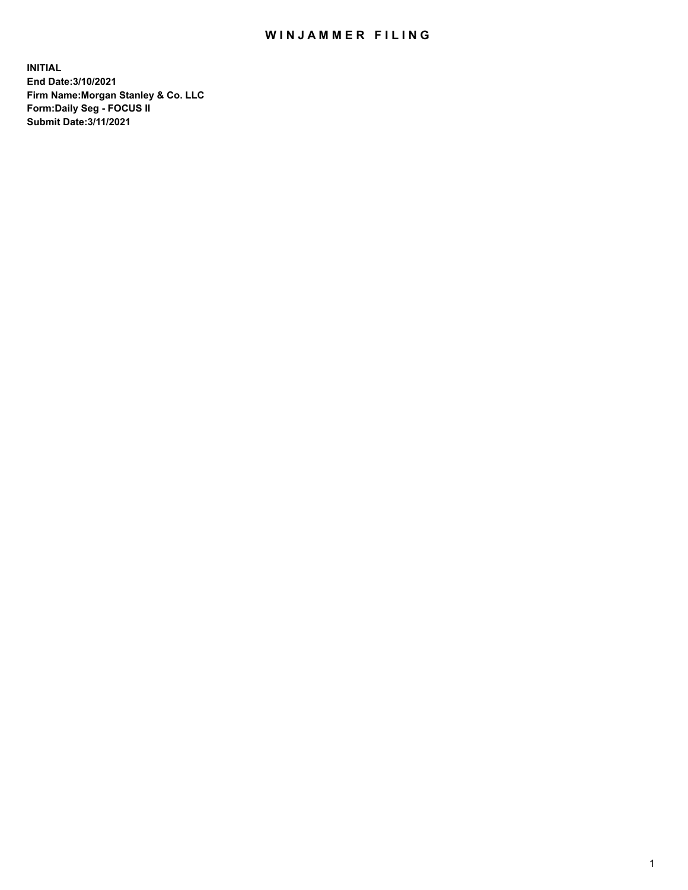# WINJAMMER FILING

**INITIAL**
**End Date:3/10/2021**
**Firm Name:Morgan Stanley & Co. LLC**
**Form:Daily Seg - FOCUS II**
**Submit Date:3/11/2021**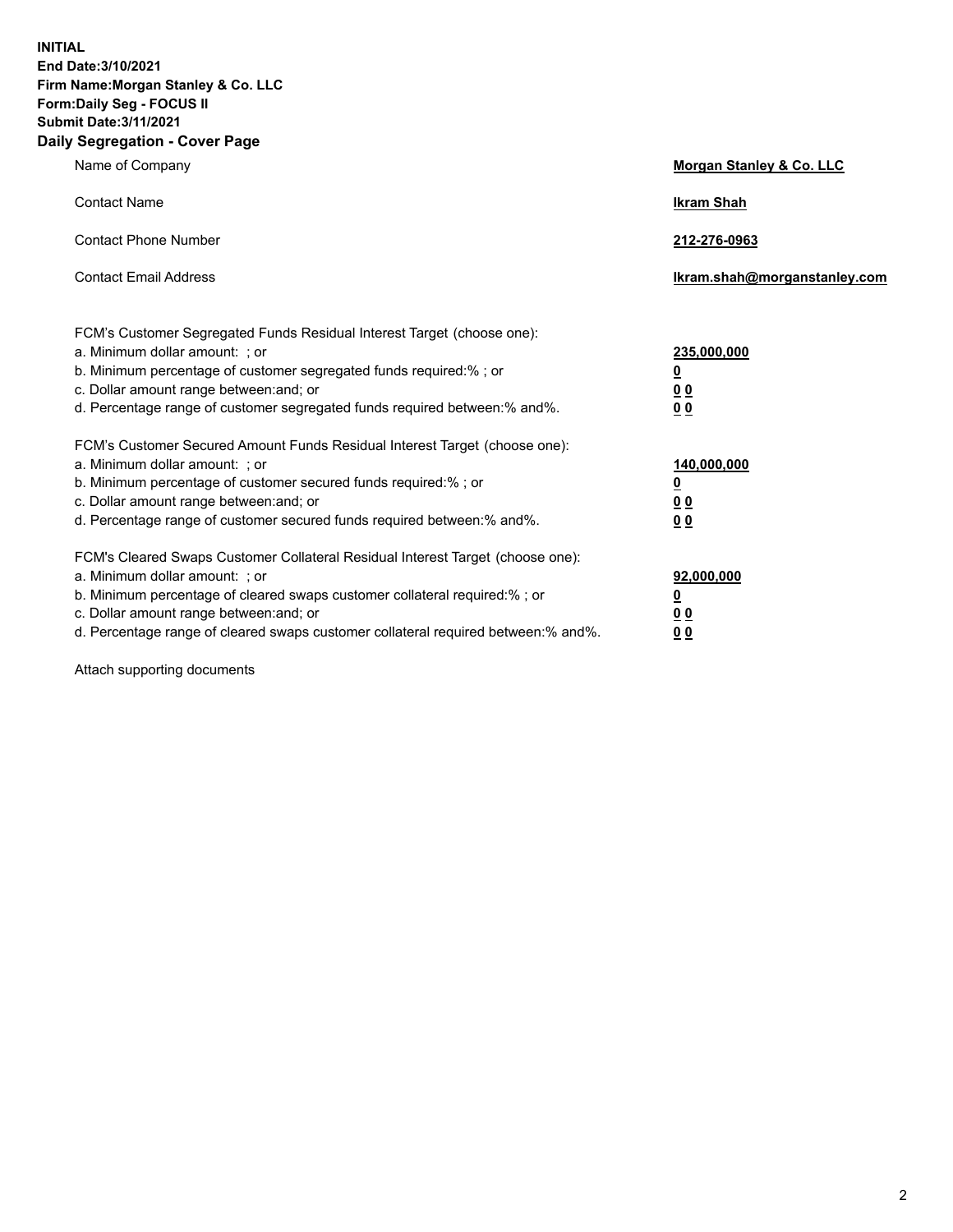**INITIAL**
**End Date:3/10/2021**
**Firm Name:Morgan Stanley & Co. LLC**
**Form:Daily Seg - FOCUS II**
**Submit Date:3/11/2021**

## Daily Segregation - Cover Page

| | |
|---|---|
| Name of Company | **Morgan Stanley & Co. LLC** |
| Contact Name | **Ikram Shah** |
| Contact Phone Number | **212-276-0963** |
| Contact Email Address | **Ikram.shah@morganstanley.com** |

| | |
|---|---|
| FCM's Customer Segregated Funds Residual Interest Target (choose one): | |
| a. Minimum dollar amount: ; or | **235,000,000** |
| b. Minimum percentage of customer segregated funds required:% ; or | **0** |
| c. Dollar amount range between:and; or | **0 0** |
| d. Percentage range of customer segregated funds required between:% and%. | **0 0** |
| FCM's Customer Secured Amount Funds Residual Interest Target (choose one): | |
| a. Minimum dollar amount: ; or | **140,000,000** |
| b. Minimum percentage of customer secured funds required:% ; or | **0** |
| c. Dollar amount range between:and; or | **0 0** |
| d. Percentage range of customer secured funds required between:% and%. | **0 0** |
| FCM's Cleared Swaps Customer Collateral Residual Interest Target (choose one): | |
| a. Minimum dollar amount: ; or | **92,000,000** |
| b. Minimum percentage of cleared swaps customer collateral required:% ; or | **0** |
| c. Dollar amount range between:and; or | **0 0** |
| d. Percentage range of cleared swaps customer collateral required between:% and%. | **0 0** |

Attach supporting documents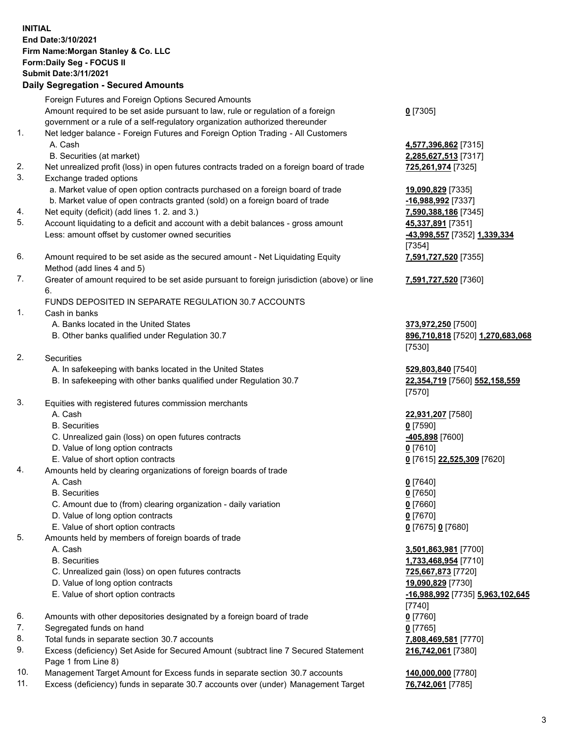**INITIAL**
**End Date:3/10/2021**
**Firm Name:Morgan Stanley & Co. LLC**
**Form:Daily Seg - FOCUS II**
**Submit Date:3/11/2021**

**Daily Segregation - Secured Amounts**

| | | |
|---|---|---|
| | Foreign Futures and Foreign Options Secured Amounts | |
| | Amount required to be set aside pursuant to law, rule or regulation of a foreign government or a rule of a self-regulatory organization authorized thereunder | **0** [7305] |
| 1. | Net ledger balance - Foreign Futures and Foreign Option Trading - All Customers | |
| | A. Cash | **4,577,396,862** [7315] |
| | B. Securities (at market) | **2,285,627,513** [7317] |
| 2. | Net unrealized profit (loss) in open futures contracts traded on a foreign board of trade | **725,261,974** [7325] |
| 3. | Exchange traded options | |
| | a. Market value of open option contracts purchased on a foreign board of trade | **19,090,829** [7335] |
| | b. Market value of open contracts granted (sold) on a foreign board of trade | **-16,988,992** [7337] |
| 4. | Net equity (deficit) (add lines 1. 2. and 3.) | **7,590,388,186** [7345] |
| 5. | Account liquidating to a deficit and account with a debit balances - gross amount | **45,337,891** [7351] |
| | Less: amount offset by customer owned securities | **-43,998,557** [7352] **1,339,334** [7354] |
| 6. | Amount required to be set aside as the secured amount - Net Liquidating Equity Method (add lines 4 and 5) | **7,591,727,520** [7355] |
| 7. | Greater of amount required to be set aside pursuant to foreign jurisdiction (above) or line 6. | **7,591,727,520** [7360] |
| | FUNDS DEPOSITED IN SEPARATE REGULATION 30.7 ACCOUNTS | |
| 1. | Cash in banks | |
| | A. Banks located in the United States | **373,972,250** [7500] |
| | B. Other banks qualified under Regulation 30.7 | **896,710,818** [7520] **1,270,683,068** [7530] |
| 2. | Securities | |
| | A. In safekeeping with banks located in the United States | **529,803,840** [7540] |
| | B. In safekeeping with other banks qualified under Regulation 30.7 | **22,354,719** [7560] **552,158,559** [7570] |
| 3. | Equities with registered futures commission merchants | |
| | A. Cash | **22,931,207** [7580] |
| | B. Securities | **0** [7590] |
| | C. Unrealized gain (loss) on open futures contracts | **-405,898** [7600] |
| | D. Value of long option contracts | **0** [7610] |
| | E. Value of short option contracts | **0** [7615] **22,525,309** [7620] |
| 4. | Amounts held by clearing organizations of foreign boards of trade | |
| | A. Cash | **0** [7640] |
| | B. Securities | **0** [7650] |
| | C. Amount due to (from) clearing organization - daily variation | **0** [7660] |
| | D. Value of long option contracts | **0** [7670] |
| | E. Value of short option contracts | **0** [7675] **0** [7680] |
| 5. | Amounts held by members of foreign boards of trade | |
| | A. Cash | **3,501,863,981** [7700] |
| | B. Securities | **1,733,468,954** [7710] |
| | C. Unrealized gain (loss) on open futures contracts | **725,667,873** [7720] |
| | D. Value of long option contracts | **19,090,829** [7730] |
| | E. Value of short option contracts | **-16,988,992** [7735] **5,963,102,645** [7740] |
| 6. | Amounts with other depositories designated by a foreign board of trade | **0** [7760] |
| 7. | Segregated funds on hand | **0** [7765] |
| 8. | Total funds in separate section 30.7 accounts | **7,808,469,581** [7770] |
| 9. | Excess (deficiency) Set Aside for Secured Amount (subtract line 7 Secured Statement Page 1 from Line 8) | **216,742,061** [7380] |
| 10. | Management Target Amount for Excess funds in separate section 30.7 accounts | **140,000,000** [7780] |
| 11. | Excess (deficiency) funds in separate 30.7 accounts over (under) Management Target | **76,742,061** [7785] |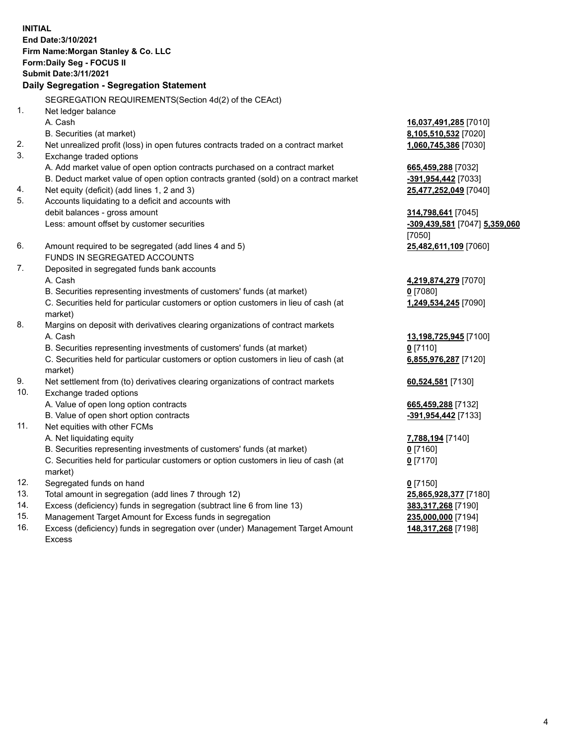**INITIAL**
**End Date:3/10/2021**
**Firm Name:Morgan Stanley & Co. LLC**
**Form:Daily Seg - FOCUS II**
**Submit Date:3/11/2021**

**Daily Segregation - Segregation Statement**

| | | |
|---|---|---|
| | SEGREGATION REQUIREMENTS(Section 4d(2) of the CEAct) | |
| 1. | Net ledger balance | |
| | A. Cash | **16,037,491,285** [7010] |
| | B. Securities (at market) | **8,105,510,532** [7020] |
| 2. | Net unrealized profit (loss) in open futures contracts traded on a contract market | **1,060,745,386** [7030] |
| 3. | Exchange traded options | |
| | A. Add market value of open option contracts purchased on a contract market | **665,459,288** [7032] |
| | B. Deduct market value of open option contracts granted (sold) on a contract market | **-391,954,442** [7033] |
| 4. | Net equity (deficit) (add lines 1, 2 and 3) | **25,477,252,049** [7040] |
| 5. | Accounts liquidating to a deficit and accounts with debit balances - gross amount | **314,798,641** [7045] |
| | Less: amount offset by customer securities | **-309,439,581** [7047] **5,359,060** [7050] |
| 6. | Amount required to be segregated (add lines 4 and 5) | **25,482,611,109** [7060] |
| | FUNDS IN SEGREGATED ACCOUNTS | |
| 7. | Deposited in segregated funds bank accounts | |
| | A. Cash | **4,219,874,279** [7070] |
| | B. Securities representing investments of customers' funds (at market) | **0** [7080] |
| | C. Securities held for particular customers or option customers in lieu of cash (at market) | **1,249,534,245** [7090] |
| 8. | Margins on deposit with derivatives clearing organizations of contract markets | |
| | A. Cash | **13,198,725,945** [7100] |
| | B. Securities representing investments of customers' funds (at market) | **0** [7110] |
| | C. Securities held for particular customers or option customers in lieu of cash (at market) | **6,855,976,287** [7120] |
| 9. | Net settlement from (to) derivatives clearing organizations of contract markets | **60,524,581** [7130] |
| 10. | Exchange traded options | |
| | A. Value of open long option contracts | **665,459,288** [7132] |
| | B. Value of open short option contracts | **-391,954,442** [7133] |
| 11. | Net equities with other FCMs | |
| | A. Net liquidating equity | **7,788,194** [7140] |
| | B. Securities representing investments of customers' funds (at market) | **0** [7160] |
| | C. Securities held for particular customers or option customers in lieu of cash (at market) | **0** [7170] |
| 12. | Segregated funds on hand | **0** [7150] |
| 13. | Total amount in segregation (add lines 7 through 12) | **25,865,928,377** [7180] |
| 14. | Excess (deficiency) funds in segregation (subtract line 6 from line 13) | **383,317,268** [7190] |
| 15. | Management Target Amount for Excess funds in segregation | **235,000,000** [7194] |
| 16. | Excess (deficiency) funds in segregation over (under) Management Target Amount Excess | **148,317,268** [7198] |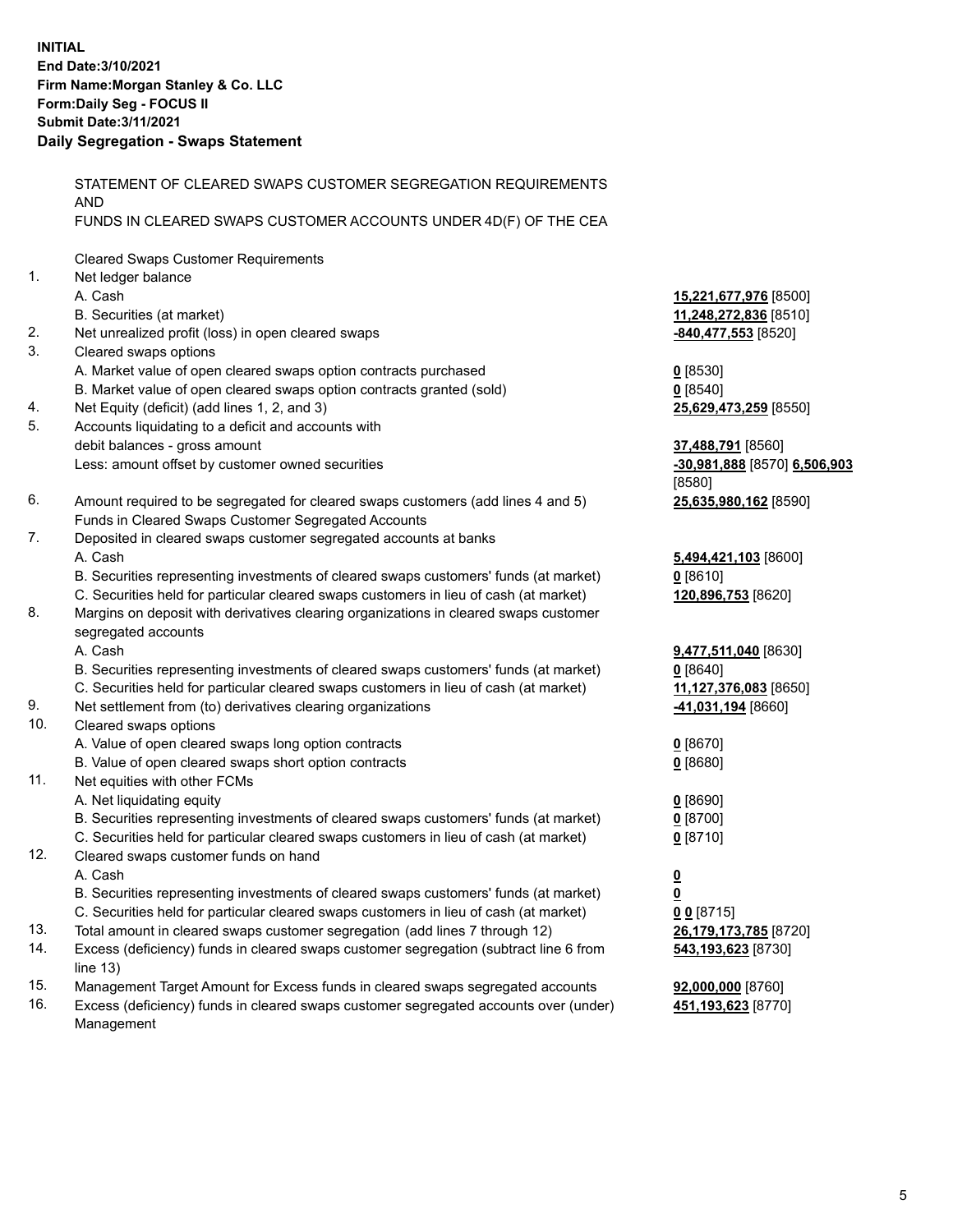**INITIAL**
**End Date:3/10/2021**
**Firm Name:Morgan Stanley & Co. LLC**
**Form:Daily Seg - FOCUS II**
**Submit Date:3/11/2021**
**Daily Segregation - Swaps Statement**

STATEMENT OF CLEARED SWAPS CUSTOMER SEGREGATION REQUIREMENTS AND FUNDS IN CLEARED SWAPS CUSTOMER ACCOUNTS UNDER 4D(F) OF THE CEA

| | | |
|---|---|---|
| | Cleared Swaps Customer Requirements | |
| 1. | Net ledger balance | |
| | A. Cash | **15,221,677,976** [8500] |
| | B. Securities (at market) | **11,248,272,836** [8510] |
| 2. | Net unrealized profit (loss) in open cleared swaps | **-840,477,553** [8520] |
| 3. | Cleared swaps options | |
| | A. Market value of open cleared swaps option contracts purchased | **0** [8530] |
| | B. Market value of open cleared swaps option contracts granted (sold) | **0** [8540] |
| 4. | Net Equity (deficit) (add lines 1, 2, and 3) | **25,629,473,259** [8550] |
| 5. | Accounts liquidating to a deficit and accounts with debit balances - gross amount | **37,488,791** [8560] |
| | Less: amount offset by customer owned securities | **-30,981,888** [8570] **6,506,903** [8580] |
| 6. | Amount required to be segregated for cleared swaps customers (add lines 4 and 5) | **25,635,980,162** [8590] |
| | Funds in Cleared Swaps Customer Segregated Accounts | |
| 7. | Deposited in cleared swaps customer segregated accounts at banks | |
| | A. Cash | **5,494,421,103** [8600] |
| | B. Securities representing investments of cleared swaps customers' funds (at market) | **0** [8610] |
| | C. Securities held for particular cleared swaps customers in lieu of cash (at market) | **120,896,753** [8620] |
| 8. | Margins on deposit with derivatives clearing organizations in cleared swaps customer segregated accounts | |
| | A. Cash | **9,477,511,040** [8630] |
| | B. Securities representing investments of cleared swaps customers' funds (at market) | **0** [8640] |
| | C. Securities held for particular cleared swaps customers in lieu of cash (at market) | **11,127,376,083** [8650] |
| 9. | Net settlement from (to) derivatives clearing organizations | **-41,031,194** [8660] |
| 10. | Cleared swaps options | |
| | A. Value of open cleared swaps long option contracts | **0** [8670] |
| | B. Value of open cleared swaps short option contracts | **0** [8680] |
| 11. | Net equities with other FCMs | |
| | A. Net liquidating equity | **0** [8690] |
| | B. Securities representing investments of cleared swaps customers' funds (at market) | **0** [8700] |
| | C. Securities held for particular cleared swaps customers in lieu of cash (at market) | **0** [8710] |
| 12. | Cleared swaps customer funds on hand | |
| | A. Cash | **0** |
| | B. Securities representing investments of cleared swaps customers' funds (at market) | **0** |
| | C. Securities held for particular cleared swaps customers in lieu of cash (at market) | **0** **0** [8715] |
| 13. | Total amount in cleared swaps customer segregation (add lines 7 through 12) | **26,179,173,785** [8720] |
| 14. | Excess (deficiency) funds in cleared swaps customer segregation (subtract line 6 from line 13) | **543,193,623** [8730] |
| 15. | Management Target Amount for Excess funds in cleared swaps segregated accounts | **92,000,000** [8760] |
| 16. | Excess (deficiency) funds in cleared swaps customer segregated accounts over (under) Management | **451,193,623** [8770] |